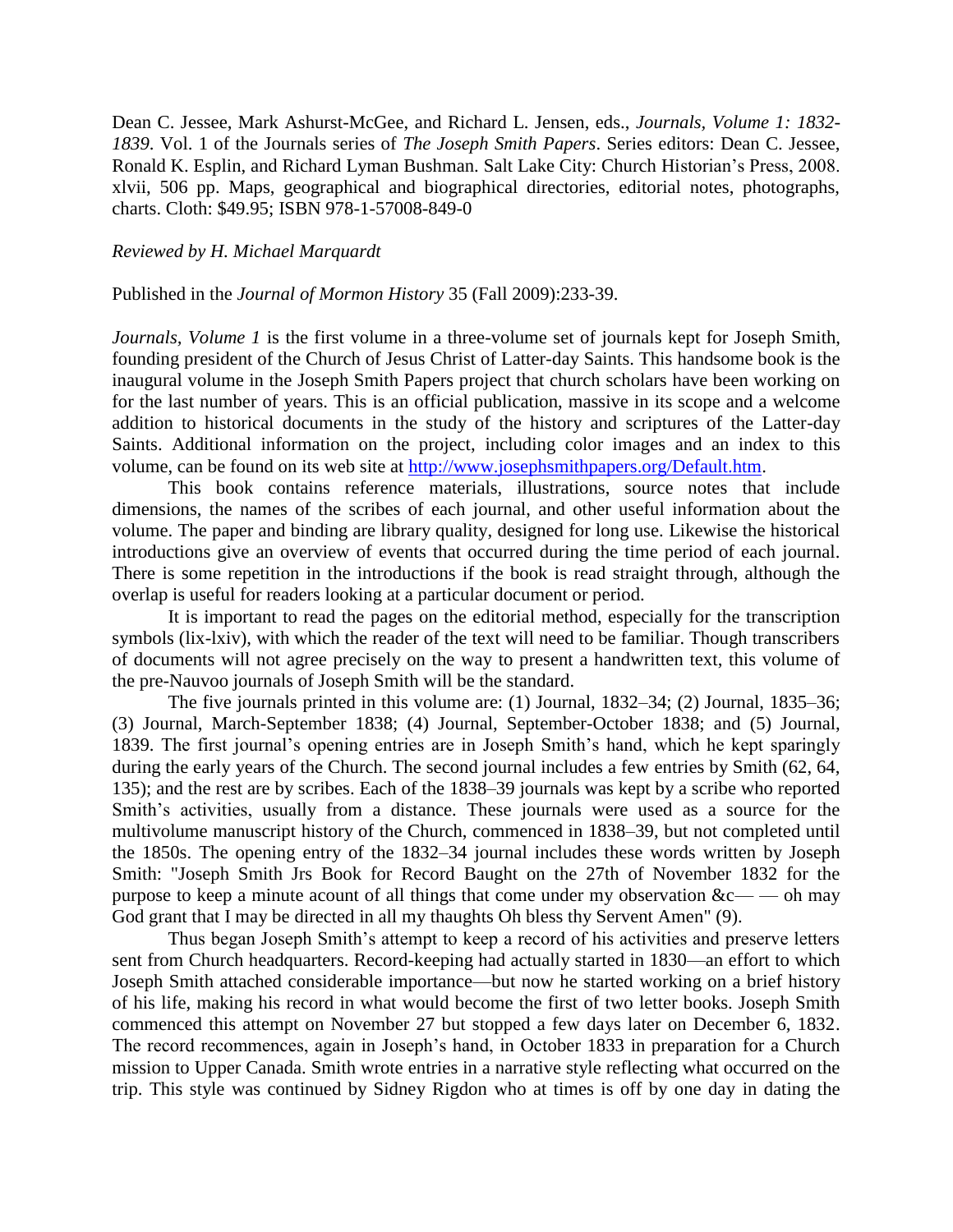Dean C. Jessee, Mark Ashurst-McGee, and Richard L. Jensen, eds., *Journals, Volume 1: 1832-1839*. Vol. 1 of the Journals series of *The Joseph Smith Papers*. Series editors: Dean C. Jessee, Ronald K. Esplin, and Richard Lyman Bushman. Salt Lake City: Church Historian's Press, 2008. xlvii, 506 pp. Maps, geographical and biographical directories, editorial notes, photographs, charts. Cloth: $49.95; ISBN 978-1-57008-849-0

*Reviewed by H. Michael Marquardt*

Published in the *Journal of Mormon History* 35 (Fall 2009):233-39.

*Journals, Volume 1* is the first volume in a three-volume set of journals kept for Joseph Smith, founding president of the Church of Jesus Christ of Latter-day Saints. This handsome book is the inaugural volume in the Joseph Smith Papers project that church scholars have been working on for the last number of years. This is an official publication, massive in its scope and a welcome addition to historical documents in the study of the history and scriptures of the Latter-day Saints. Additional information on the project, including color images and an index to this volume, can be found on its web site at http://www.josephsmithpapers.org/Default.htm.

This book contains reference materials, illustrations, source notes that include dimensions, the names of the scribes of each journal, and other useful information about the volume. The paper and binding are library quality, designed for long use. Likewise the historical introductions give an overview of events that occurred during the time period of each journal. There is some repetition in the introductions if the book is read straight through, although the overlap is useful for readers looking at a particular document or period.

It is important to read the pages on the editorial method, especially for the transcription symbols (lix-lxiv), with which the reader of the text will need to be familiar. Though transcribers of documents will not agree precisely on the way to present a handwritten text, this volume of the pre-Nauvoo journals of Joseph Smith will be the standard.

The five journals printed in this volume are: (1) Journal, 1832–34; (2) Journal, 1835–36; (3) Journal, March-September 1838; (4) Journal, September-October 1838; and (5) Journal, 1839. The first journal's opening entries are in Joseph Smith's hand, which he kept sparingly during the early years of the Church. The second journal includes a few entries by Smith (62, 64, 135); and the rest are by scribes. Each of the 1838–39 journals was kept by a scribe who reported Smith's activities, usually from a distance. These journals were used as a source for the multivolume manuscript history of the Church, commenced in 1838–39, but not completed until the 1850s. The opening entry of the 1832–34 journal includes these words written by Joseph Smith: "Joseph Smith Jrs Book for Record Baught on the 27th of November 1832 for the purpose to keep a minute acount of all things that come under my observation &c— — oh may God grant that I may be directed in all my thaughts Oh bless thy Servent Amen" (9).

Thus began Joseph Smith's attempt to keep a record of his activities and preserve letters sent from Church headquarters. Record-keeping had actually started in 1830—an effort to which Joseph Smith attached considerable importance—but now he started working on a brief history of his life, making his record in what would become the first of two letter books. Joseph Smith commenced this attempt on November 27 but stopped a few days later on December 6, 1832. The record recommences, again in Joseph's hand, in October 1833 in preparation for a Church mission to Upper Canada. Smith wrote entries in a narrative style reflecting what occurred on the trip. This style was continued by Sidney Rigdon who at times is off by one day in dating the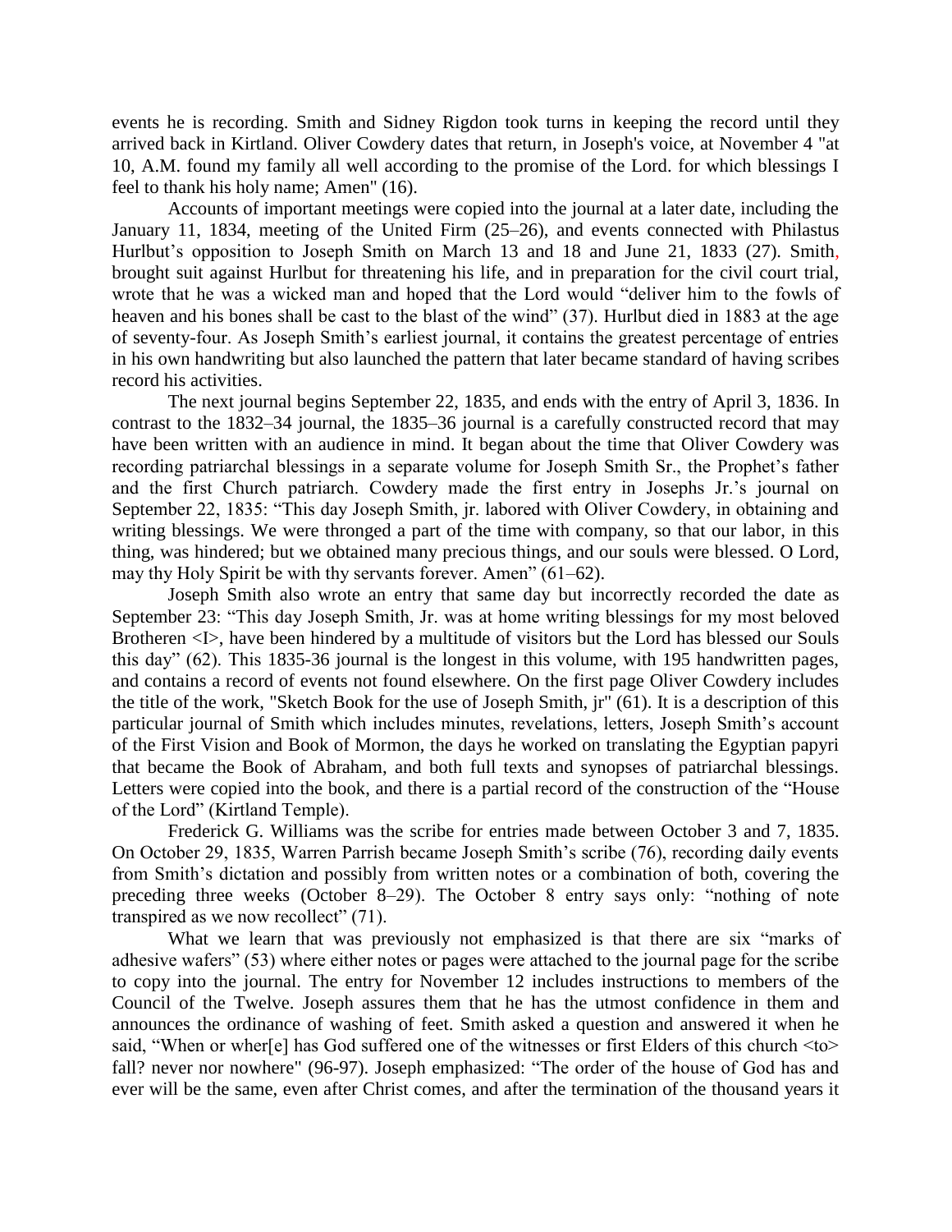events he is recording. Smith and Sidney Rigdon took turns in keeping the record until they arrived back in Kirtland. Oliver Cowdery dates that return, in Joseph's voice, at November 4 "at 10, A.M. found my family all well according to the promise of the Lord. for which blessings I feel to thank his holy name; Amen" (16).

Accounts of important meetings were copied into the journal at a later date, including the January 11, 1834, meeting of the United Firm (25–26), and events connected with Philastus Hurlbut's opposition to Joseph Smith on March 13 and 18 and June 21, 1833 (27). Smith, brought suit against Hurlbut for threatening his life, and in preparation for the civil court trial, wrote that he was a wicked man and hoped that the Lord would "deliver him to the fowls of heaven and his bones shall be cast to the blast of the wind" (37). Hurlbut died in 1883 at the age of seventy-four. As Joseph Smith's earliest journal, it contains the greatest percentage of entries in his own handwriting but also launched the pattern that later became standard of having scribes record his activities.

The next journal begins September 22, 1835, and ends with the entry of April 3, 1836. In contrast to the 1832–34 journal, the 1835–36 journal is a carefully constructed record that may have been written with an audience in mind. It began about the time that Oliver Cowdery was recording patriarchal blessings in a separate volume for Joseph Smith Sr., the Prophet's father and the first Church patriarch. Cowdery made the first entry in Josephs Jr.'s journal on September 22, 1835: "This day Joseph Smith, jr. labored with Oliver Cowdery, in obtaining and writing blessings. We were thronged a part of the time with company, so that our labor, in this thing, was hindered; but we obtained many precious things, and our souls were blessed. O Lord, may thy Holy Spirit be with thy servants forever. Amen" (61–62).

Joseph Smith also wrote an entry that same day but incorrectly recorded the date as September 23: "This day Joseph Smith, Jr. was at home writing blessings for my most beloved Brotheren <I>, have been hindered by a multitude of visitors but the Lord has blessed our Souls this day" (62). This 1835-36 journal is the longest in this volume, with 195 handwritten pages, and contains a record of events not found elsewhere. On the first page Oliver Cowdery includes the title of the work, "Sketch Book for the use of Joseph Smith, jr" (61). It is a description of this particular journal of Smith which includes minutes, revelations, letters, Joseph Smith's account of the First Vision and Book of Mormon, the days he worked on translating the Egyptian papyri that became the Book of Abraham, and both full texts and synopses of patriarchal blessings. Letters were copied into the book, and there is a partial record of the construction of the "House of the Lord" (Kirtland Temple).

Frederick G. Williams was the scribe for entries made between October 3 and 7, 1835. On October 29, 1835, Warren Parrish became Joseph Smith's scribe (76), recording daily events from Smith's dictation and possibly from written notes or a combination of both, covering the preceding three weeks (October 8–29). The October 8 entry says only: "nothing of note transpired as we now recollect" (71).

What we learn that was previously not emphasized is that there are six "marks of adhesive wafers" (53) where either notes or pages were attached to the journal page for the scribe to copy into the journal. The entry for November 12 includes instructions to members of the Council of the Twelve. Joseph assures them that he has the utmost confidence in them and announces the ordinance of washing of feet. Smith asked a question and answered it when he said, "When or wher[e] has God suffered one of the witnesses or first Elders of this church <to> fall? never nor nowhere" (96-97). Joseph emphasized: "The order of the house of God has and ever will be the same, even after Christ comes, and after the termination of the thousand years it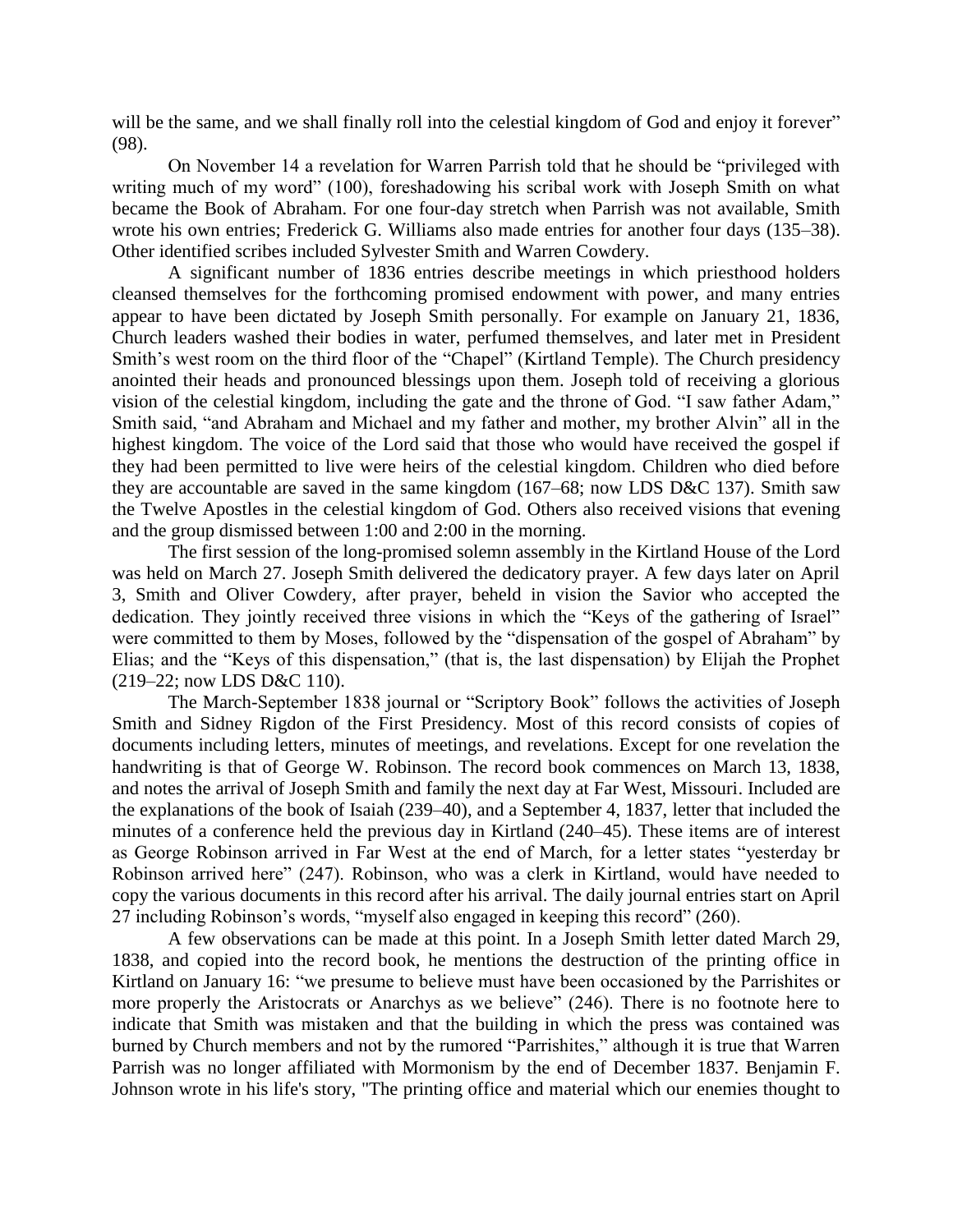will be the same, and we shall finally roll into the celestial kingdom of God and enjoy it forever" (98).

On November 14 a revelation for Warren Parrish told that he should be "privileged with writing much of my word" (100), foreshadowing his scribal work with Joseph Smith on what became the Book of Abraham. For one four-day stretch when Parrish was not available, Smith wrote his own entries; Frederick G. Williams also made entries for another four days (135–38). Other identified scribes included Sylvester Smith and Warren Cowdery.

A significant number of 1836 entries describe meetings in which priesthood holders cleansed themselves for the forthcoming promised endowment with power, and many entries appear to have been dictated by Joseph Smith personally. For example on January 21, 1836, Church leaders washed their bodies in water, perfumed themselves, and later met in President Smith's west room on the third floor of the "Chapel" (Kirtland Temple). The Church presidency anointed their heads and pronounced blessings upon them. Joseph told of receiving a glorious vision of the celestial kingdom, including the gate and the throne of God. "I saw father Adam," Smith said, "and Abraham and Michael and my father and mother, my brother Alvin" all in the highest kingdom. The voice of the Lord said that those who would have received the gospel if they had been permitted to live were heirs of the celestial kingdom. Children who died before they are accountable are saved in the same kingdom (167–68; now LDS D&C 137). Smith saw the Twelve Apostles in the celestial kingdom of God. Others also received visions that evening and the group dismissed between 1:00 and 2:00 in the morning.

The first session of the long-promised solemn assembly in the Kirtland House of the Lord was held on March 27. Joseph Smith delivered the dedicatory prayer. A few days later on April 3, Smith and Oliver Cowdery, after prayer, beheld in vision the Savior who accepted the dedication. They jointly received three visions in which the "Keys of the gathering of Israel" were committed to them by Moses, followed by the "dispensation of the gospel of Abraham" by Elias; and the "Keys of this dispensation," (that is, the last dispensation) by Elijah the Prophet (219–22; now LDS D&C 110).

The March-September 1838 journal or "Scriptory Book" follows the activities of Joseph Smith and Sidney Rigdon of the First Presidency. Most of this record consists of copies of documents including letters, minutes of meetings, and revelations. Except for one revelation the handwriting is that of George W. Robinson. The record book commences on March 13, 1838, and notes the arrival of Joseph Smith and family the next day at Far West, Missouri. Included are the explanations of the book of Isaiah (239–40), and a September 4, 1837, letter that included the minutes of a conference held the previous day in Kirtland (240–45). These items are of interest as George Robinson arrived in Far West at the end of March, for a letter states "yesterday br Robinson arrived here" (247). Robinson, who was a clerk in Kirtland, would have needed to copy the various documents in this record after his arrival. The daily journal entries start on April 27 including Robinson's words, "myself also engaged in keeping this record" (260).

A few observations can be made at this point. In a Joseph Smith letter dated March 29, 1838, and copied into the record book, he mentions the destruction of the printing office in Kirtland on January 16: "we presume to believe must have been occasioned by the Parrishites or more properly the Aristocrats or Anarchys as we believe" (246). There is no footnote here to indicate that Smith was mistaken and that the building in which the press was contained was burned by Church members and not by the rumored "Parrishites," although it is true that Warren Parrish was no longer affiliated with Mormonism by the end of December 1837. Benjamin F. Johnson wrote in his life's story, "The printing office and material which our enemies thought to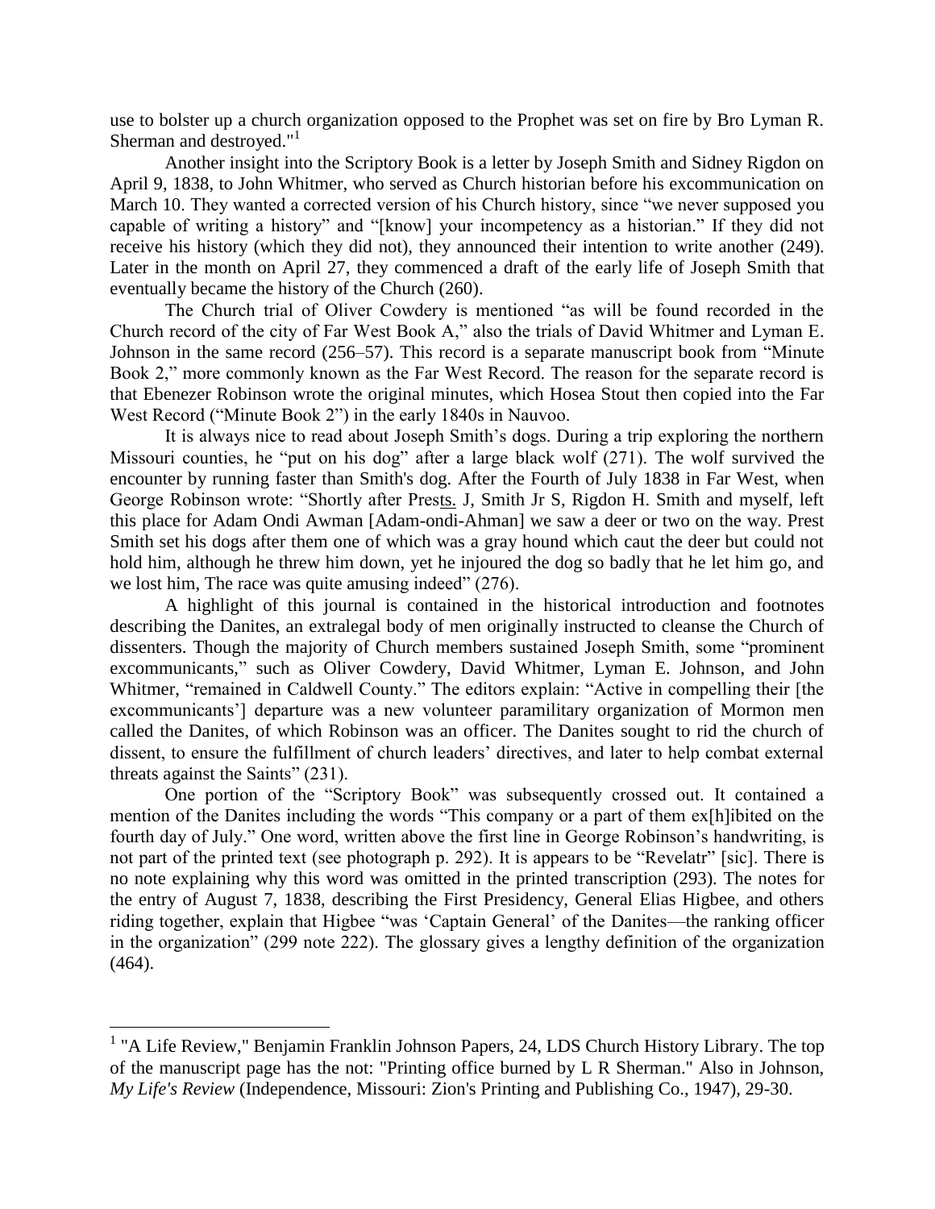use to bolster up a church organization opposed to the Prophet was set on fire by Bro Lyman R. Sherman and destroyed."[1]

Another insight into the Scriptory Book is a letter by Joseph Smith and Sidney Rigdon on April 9, 1838, to John Whitmer, who served as Church historian before his excommunication on March 10. They wanted a corrected version of his Church history, since "we never supposed you capable of writing a history" and "[know] your incompetency as a historian." If they did not receive his history (which they did not), they announced their intention to write another (249). Later in the month on April 27, they commenced a draft of the early life of Joseph Smith that eventually became the history of the Church (260).

The Church trial of Oliver Cowdery is mentioned "as will be found recorded in the Church record of the city of Far West Book A," also the trials of David Whitmer and Lyman E. Johnson in the same record (256–57). This record is a separate manuscript book from "Minute Book 2," more commonly known as the Far West Record. The reason for the separate record is that Ebenezer Robinson wrote the original minutes, which Hosea Stout then copied into the Far West Record ("Minute Book 2") in the early 1840s in Nauvoo.

It is always nice to read about Joseph Smith's dogs. During a trip exploring the northern Missouri counties, he "put on his dog" after a large black wolf (271). The wolf survived the encounter by running faster than Smith's dog. After the Fourth of July 1838 in Far West, when George Robinson wrote: "Shortly after Prests. J, Smith Jr S, Rigdon H. Smith and myself, left this place for Adam Ondi Awman [Adam-ondi-Ahman] we saw a deer or two on the way. Prest Smith set his dogs after them one of which was a gray hound which caut the deer but could not hold him, although he threw him down, yet he injoured the dog so badly that he let him go, and we lost him, The race was quite amusing indeed" (276).

A highlight of this journal is contained in the historical introduction and footnotes describing the Danites, an extralegal body of men originally instructed to cleanse the Church of dissenters. Though the majority of Church members sustained Joseph Smith, some "prominent excommunicants," such as Oliver Cowdery, David Whitmer, Lyman E. Johnson, and John Whitmer, "remained in Caldwell County." The editors explain: "Active in compelling their [the excommunicants'] departure was a new volunteer paramilitary organization of Mormon men called the Danites, of which Robinson was an officer. The Danites sought to rid the church of dissent, to ensure the fulfillment of church leaders' directives, and later to help combat external threats against the Saints" (231).

One portion of the "Scriptory Book" was subsequently crossed out. It contained a mention of the Danites including the words "This company or a part of them ex[h]ibited on the fourth day of July." One word, written above the first line in George Robinson's handwriting, is not part of the printed text (see photograph p. 292). It is appears to be "Revelatr" [sic]. There is no note explaining why this word was omitted in the printed transcription (293). The notes for the entry of August 7, 1838, describing the First Presidency, General Elias Higbee, and others riding together, explain that Higbee "was 'Captain General' of the Danites—the ranking officer in the organization" (299 note 222). The glossary gives a lengthy definition of the organization (464).

---

[1] "A Life Review," Benjamin Franklin Johnson Papers, 24, LDS Church History Library. The top of the manuscript page has the not: "Printing office burned by L R Sherman." Also in Johnson, *My Life's Review* (Independence, Missouri: Zion's Printing and Publishing Co., 1947), 29-30.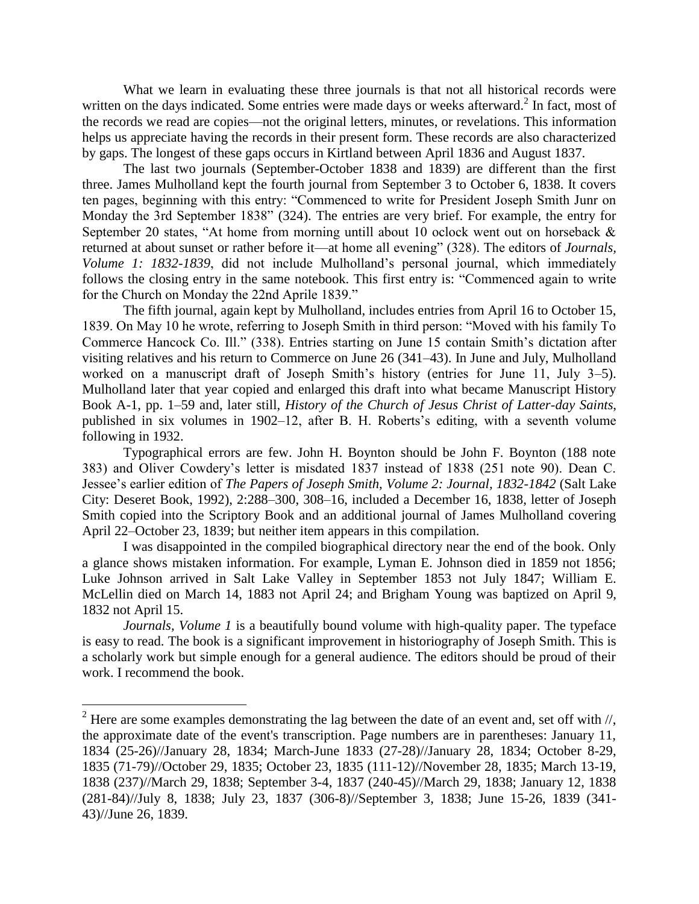What we learn in evaluating these three journals is that not all historical records were written on the days indicated. Some entries were made days or weeks afterward.[2] In fact, most of the records we read are copies—not the original letters, minutes, or revelations. This information helps us appreciate having the records in their present form. These records are also characterized by gaps. The longest of these gaps occurs in Kirtland between April 1836 and August 1837.

The last two journals (September-October 1838 and 1839) are different than the first three. James Mulholland kept the fourth journal from September 3 to October 6, 1838. It covers ten pages, beginning with this entry: "Commenced to write for President Joseph Smith Junr on Monday the 3rd September 1838" (324). The entries are very brief. For example, the entry for September 20 states, "At home from morning untill about 10 oclock went out on horseback & returned at about sunset or rather before it—at home all evening" (328). The editors of *Journals, Volume 1: 1832-1839*, did not include Mulholland's personal journal, which immediately follows the closing entry in the same notebook. This first entry is: "Commenced again to write for the Church on Monday the 22nd Aprile 1839."

The fifth journal, again kept by Mulholland, includes entries from April 16 to October 15, 1839. On May 10 he wrote, referring to Joseph Smith in third person: "Moved with his family To Commerce Hancock Co. Ill." (338). Entries starting on June 15 contain Smith's dictation after visiting relatives and his return to Commerce on June 26 (341–43). In June and July, Mulholland worked on a manuscript draft of Joseph Smith's history (entries for June 11, July 3–5). Mulholland later that year copied and enlarged this draft into what became Manuscript History Book A-1, pp. 1–59 and, later still, *History of the Church of Jesus Christ of Latter-day Saints*, published in six volumes in 1902–12, after B. H. Roberts's editing, with a seventh volume following in 1932.

Typographical errors are few. John H. Boynton should be John F. Boynton (188 note 383) and Oliver Cowdery's letter is misdated 1837 instead of 1838 (251 note 90). Dean C. Jessee's earlier edition of *The Papers of Joseph Smith, Volume 2: Journal, 1832-1842* (Salt Lake City: Deseret Book, 1992), 2:288–300, 308–16, included a December 16, 1838, letter of Joseph Smith copied into the Scriptory Book and an additional journal of James Mulholland covering April 22–October 23, 1839; but neither item appears in this compilation.

I was disappointed in the compiled biographical directory near the end of the book. Only a glance shows mistaken information. For example, Lyman E. Johnson died in 1859 not 1856; Luke Johnson arrived in Salt Lake Valley in September 1853 not July 1847; William E. McLellin died on March 14, 1883 not April 24; and Brigham Young was baptized on April 9, 1832 not April 15.

*Journals, Volume 1* is a beautifully bound volume with high-quality paper. The typeface is easy to read. The book is a significant improvement in historiography of Joseph Smith. This is a scholarly work but simple enough for a general audience. The editors should be proud of their work. I recommend the book.

---

[2] Here are some examples demonstrating the lag between the date of an event and, set off with //, the approximate date of the event's transcription. Page numbers are in parentheses: January 11, 1834 (25-26)//January 28, 1834; March-June 1833 (27-28)//January 28, 1834; October 8-29, 1835 (71-79)//October 29, 1835; October 23, 1835 (111-12)//November 28, 1835; March 13-19, 1838 (237)//March 29, 1838; September 3-4, 1837 (240-45)//March 29, 1838; January 12, 1838 (281-84)//July 8, 1838; July 23, 1837 (306-8)//September 3, 1838; June 15-26, 1839 (341-43)//June 26, 1839.